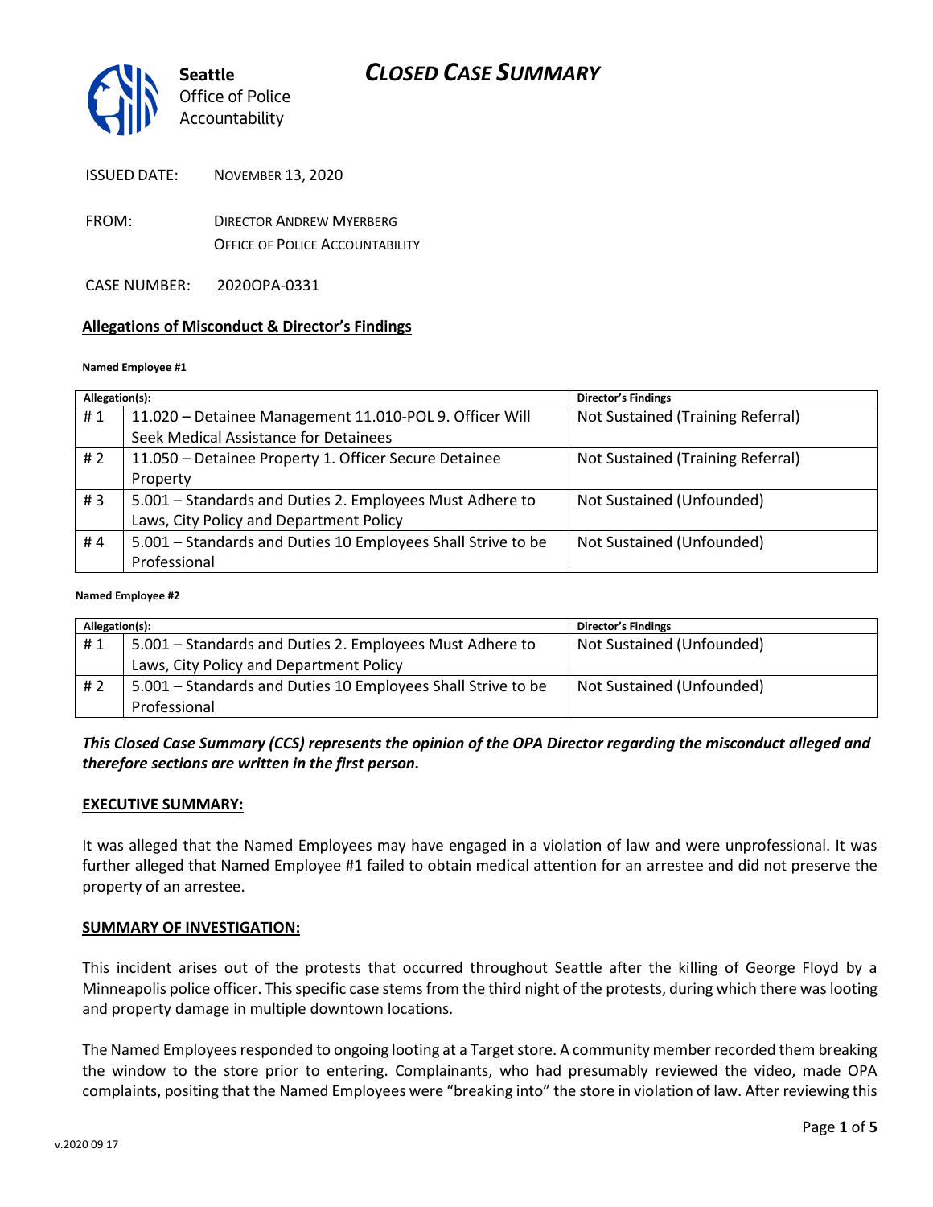# CLOSED CASE SUMMARY

Seattle Office of Police Accountability

ISSUED DATE: NOVEMBER 13, 2020

FROM: DIRECTOR ANDREW MYERBERG
OFFICE OF POLICE ACCOUNTABILITY

CASE NUMBER: 2020OPA-0331

**Allegations of Misconduct & Director's Findings**

**Named Employee #1**

| Allegation(s): | | Director's Findings |
|---|---|---|
| # 1 | 11.020 – Detainee Management 11.010-POL 9. Officer Will Seek Medical Assistance for Detainees | Not Sustained (Training Referral) |
| # 2 | 11.050 – Detainee Property 1. Officer Secure Detainee Property | Not Sustained (Training Referral) |
| # 3 | 5.001 – Standards and Duties 2. Employees Must Adhere to Laws, City Policy and Department Policy | Not Sustained (Unfounded) |
| # 4 | 5.001 – Standards and Duties 10 Employees Shall Strive to be Professional | Not Sustained (Unfounded) |

**Named Employee #2**

| Allegation(s): | | Director's Findings |
|---|---|---|
| # 1 | 5.001 – Standards and Duties 2. Employees Must Adhere to Laws, City Policy and Department Policy | Not Sustained (Unfounded) |
| # 2 | 5.001 – Standards and Duties 10 Employees Shall Strive to be Professional | Not Sustained (Unfounded) |

***This Closed Case Summary (CCS) represents the opinion of the OPA Director regarding the misconduct alleged and therefore sections are written in the first person.***

**EXECUTIVE SUMMARY:**

It was alleged that the Named Employees may have engaged in a violation of law and were unprofessional. It was further alleged that Named Employee #1 failed to obtain medical attention for an arrestee and did not preserve the property of an arrestee.

**SUMMARY OF INVESTIGATION:**

This incident arises out of the protests that occurred throughout Seattle after the killing of George Floyd by a Minneapolis police officer. This specific case stems from the third night of the protests, during which there was looting and property damage in multiple downtown locations.

The Named Employees responded to ongoing looting at a Target store. A community member recorded them breaking the window to the store prior to entering. Complainants, who had presumably reviewed the video, made OPA complaints, positing that the Named Employees were "breaking into" the store in violation of law. After reviewing this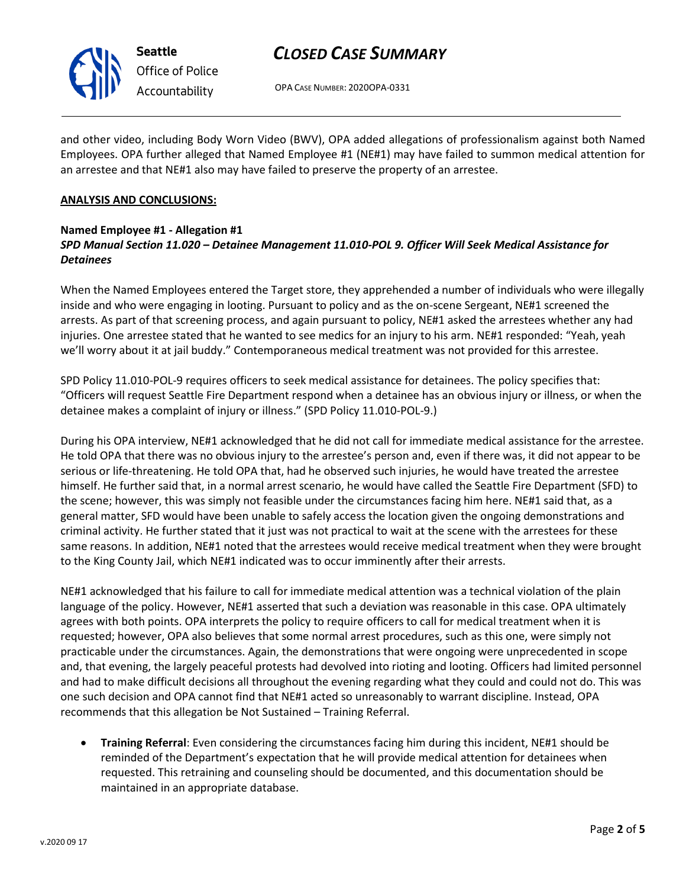and other video, including Body Worn Video (BWV), OPA added allegations of professionalism against both Named Employees. OPA further alleged that Named Employee #1 (NE#1) may have failed to summon medical attention for an arrestee and that NE#1 also may have failed to preserve the property of an arrestee.

**ANALYSIS AND CONCLUSIONS:**

**Named Employee #1 - Allegation #1**
***SPD Manual Section 11.020 – Detainee Management 11.010-POL 9. Officer Will Seek Medical Assistance for Detainees***

When the Named Employees entered the Target store, they apprehended a number of individuals who were illegally inside and who were engaging in looting. Pursuant to policy and as the on-scene Sergeant, NE#1 screened the arrests. As part of that screening process, and again pursuant to policy, NE#1 asked the arrestees whether any had injuries. One arrestee stated that he wanted to see medics for an injury to his arm. NE#1 responded: "Yeah, yeah we'll worry about it at jail buddy." Contemporaneous medical treatment was not provided for this arrestee.

SPD Policy 11.010-POL-9 requires officers to seek medical assistance for detainees. The policy specifies that: "Officers will request Seattle Fire Department respond when a detainee has an obvious injury or illness, or when the detainee makes a complaint of injury or illness." (SPD Policy 11.010-POL-9.)

During his OPA interview, NE#1 acknowledged that he did not call for immediate medical assistance for the arrestee. He told OPA that there was no obvious injury to the arrestee's person and, even if there was, it did not appear to be serious or life-threatening. He told OPA that, had he observed such injuries, he would have treated the arrestee himself. He further said that, in a normal arrest scenario, he would have called the Seattle Fire Department (SFD) to the scene; however, this was simply not feasible under the circumstances facing him here. NE#1 said that, as a general matter, SFD would have been unable to safely access the location given the ongoing demonstrations and criminal activity. He further stated that it just was not practical to wait at the scene with the arrestees for these same reasons. In addition, NE#1 noted that the arrestees would receive medical treatment when they were brought to the King County Jail, which NE#1 indicated was to occur imminently after their arrests.

NE#1 acknowledged that his failure to call for immediate medical attention was a technical violation of the plain language of the policy. However, NE#1 asserted that such a deviation was reasonable in this case. OPA ultimately agrees with both points. OPA interprets the policy to require officers to call for medical treatment when it is requested; however, OPA also believes that some normal arrest procedures, such as this one, were simply not practicable under the circumstances. Again, the demonstrations that were ongoing were unprecedented in scope and, that evening, the largely peaceful protests had devolved into rioting and looting. Officers had limited personnel and had to make difficult decisions all throughout the evening regarding what they could and could not do. This was one such decision and OPA cannot find that NE#1 acted so unreasonably to warrant discipline. Instead, OPA recommends that this allegation be Not Sustained – Training Referral.

- **Training Referral**: Even considering the circumstances facing him during this incident, NE#1 should be reminded of the Department's expectation that he will provide medical attention for detainees when requested. This retraining and counseling should be documented, and this documentation should be maintained in an appropriate database.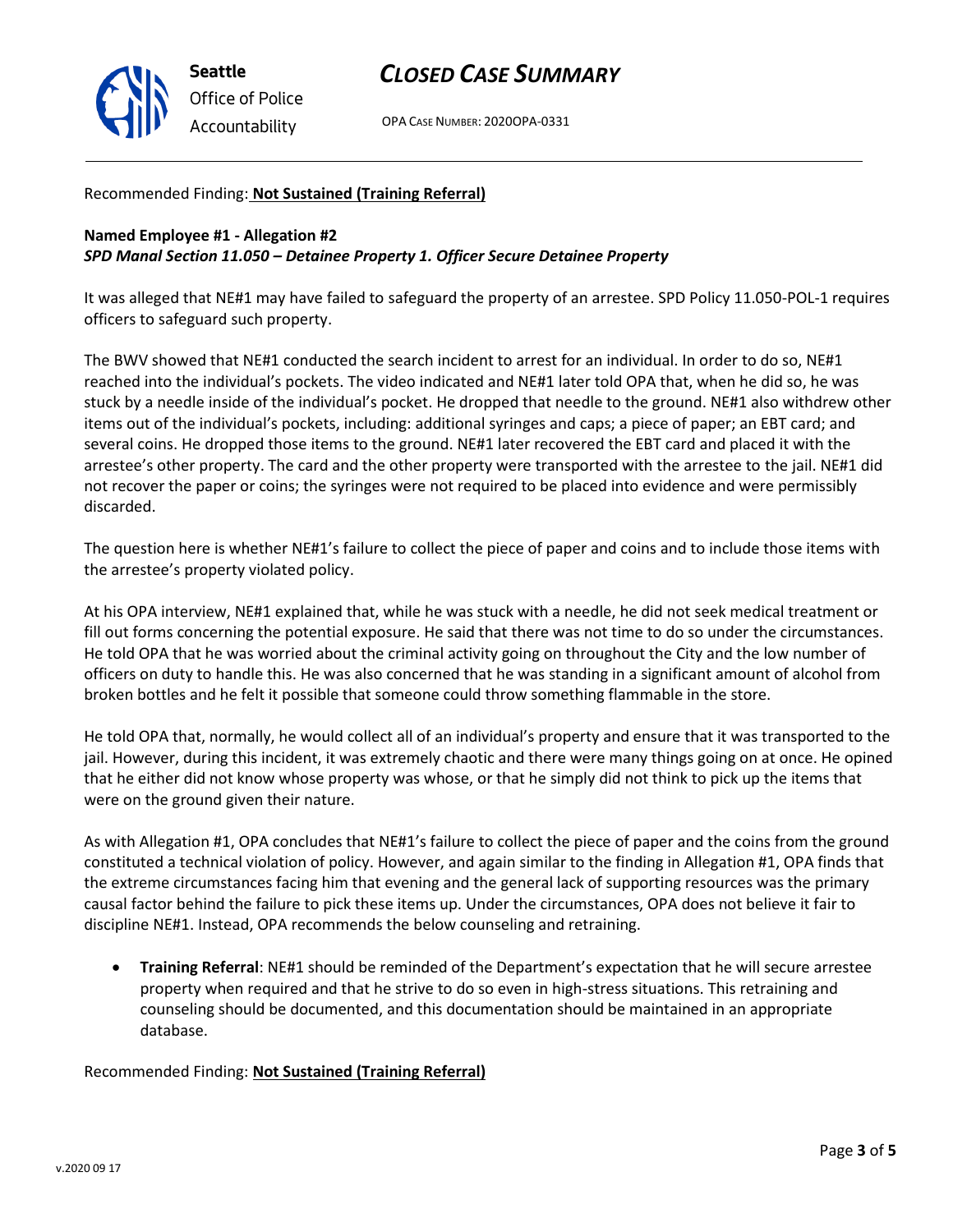Recommended Finding: **Not Sustained (Training Referral)**

**Named Employee #1 - Allegation #2**
***SPD Manal Section 11.050 – Detainee Property 1. Officer Secure Detainee Property***

It was alleged that NE#1 may have failed to safeguard the property of an arrestee. SPD Policy 11.050-POL-1 requires officers to safeguard such property.

The BWV showed that NE#1 conducted the search incident to arrest for an individual. In order to do so, NE#1 reached into the individual's pockets. The video indicated and NE#1 later told OPA that, when he did so, he was stuck by a needle inside of the individual's pocket. He dropped that needle to the ground. NE#1 also withdrew other items out of the individual's pockets, including: additional syringes and caps; a piece of paper; an EBT card; and several coins. He dropped those items to the ground. NE#1 later recovered the EBT card and placed it with the arrestee's other property. The card and the other property were transported with the arrestee to the jail. NE#1 did not recover the paper or coins; the syringes were not required to be placed into evidence and were permissibly discarded.

The question here is whether NE#1's failure to collect the piece of paper and coins and to include those items with the arrestee's property violated policy.

At his OPA interview, NE#1 explained that, while he was stuck with a needle, he did not seek medical treatment or fill out forms concerning the potential exposure. He said that there was not time to do so under the circumstances. He told OPA that he was worried about the criminal activity going on throughout the City and the low number of officers on duty to handle this. He was also concerned that he was standing in a significant amount of alcohol from broken bottles and he felt it possible that someone could throw something flammable in the store.

He told OPA that, normally, he would collect all of an individual's property and ensure that it was transported to the jail. However, during this incident, it was extremely chaotic and there were many things going on at once. He opined that he either did not know whose property was whose, or that he simply did not think to pick up the items that were on the ground given their nature.

As with Allegation #1, OPA concludes that NE#1's failure to collect the piece of paper and the coins from the ground constituted a technical violation of policy. However, and again similar to the finding in Allegation #1, OPA finds that the extreme circumstances facing him that evening and the general lack of supporting resources was the primary causal factor behind the failure to pick these items up. Under the circumstances, OPA does not believe it fair to discipline NE#1. Instead, OPA recommends the below counseling and retraining.

- **Training Referral**: NE#1 should be reminded of the Department's expectation that he will secure arrestee property when required and that he strive to do so even in high-stress situations. This retraining and counseling should be documented, and this documentation should be maintained in an appropriate database.

Recommended Finding: **Not Sustained (Training Referral)**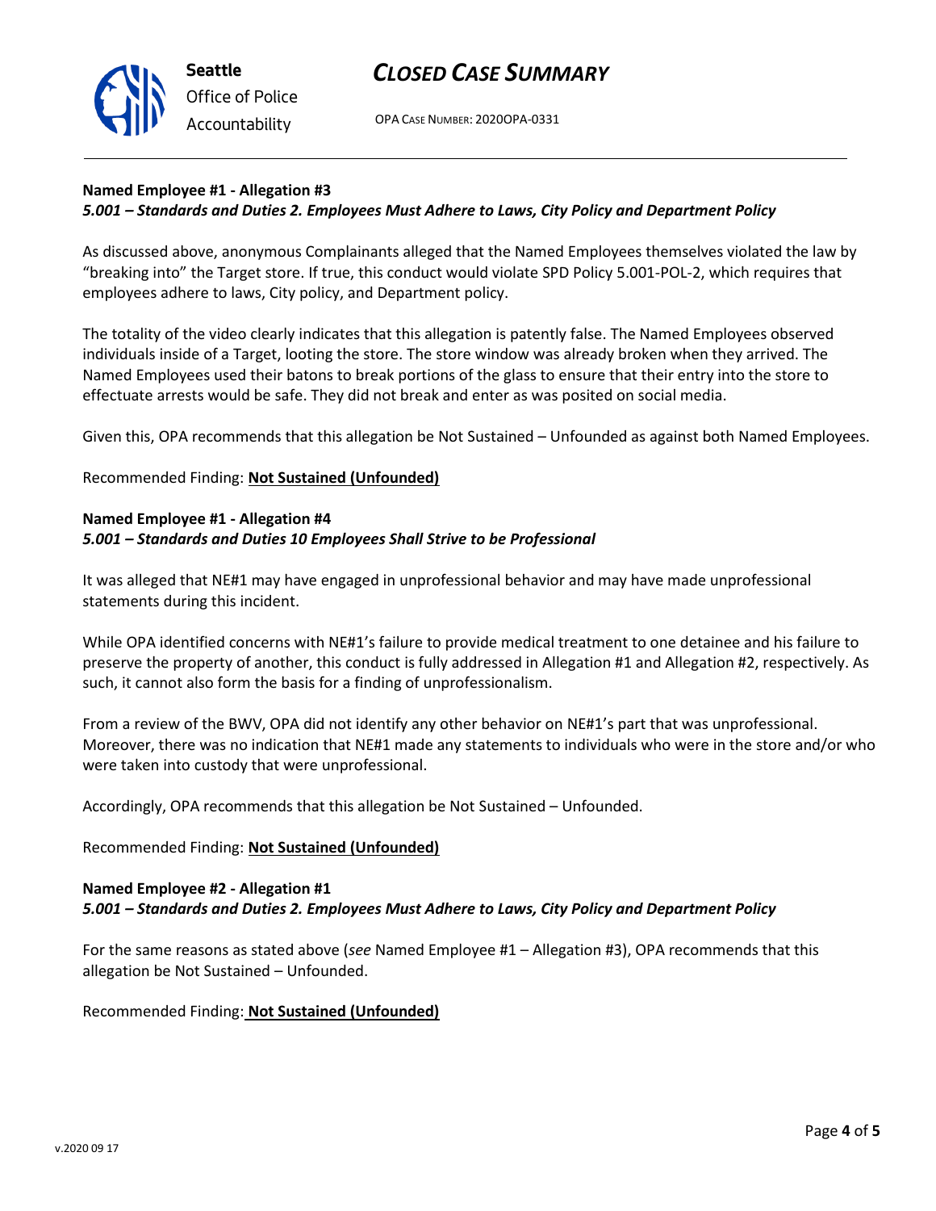**Named Employee #1 - Allegation #3**
***5.001 – Standards and Duties 2. Employees Must Adhere to Laws, City Policy and Department Policy***

As discussed above, anonymous Complainants alleged that the Named Employees themselves violated the law by "breaking into" the Target store. If true, this conduct would violate SPD Policy 5.001-POL-2, which requires that employees adhere to laws, City policy, and Department policy.

The totality of the video clearly indicates that this allegation is patently false. The Named Employees observed individuals inside of a Target, looting the store. The store window was already broken when they arrived. The Named Employees used their batons to break portions of the glass to ensure that their entry into the store to effectuate arrests would be safe. They did not break and enter as was posited on social media.

Given this, OPA recommends that this allegation be Not Sustained – Unfounded as against both Named Employees.

Recommended Finding: **Not Sustained (Unfounded)**

**Named Employee #1 - Allegation #4**
***5.001 – Standards and Duties 10 Employees Shall Strive to be Professional***

It was alleged that NE#1 may have engaged in unprofessional behavior and may have made unprofessional statements during this incident.

While OPA identified concerns with NE#1's failure to provide medical treatment to one detainee and his failure to preserve the property of another, this conduct is fully addressed in Allegation #1 and Allegation #2, respectively. As such, it cannot also form the basis for a finding of unprofessionalism.

From a review of the BWV, OPA did not identify any other behavior on NE#1's part that was unprofessional. Moreover, there was no indication that NE#1 made any statements to individuals who were in the store and/or who were taken into custody that were unprofessional.

Accordingly, OPA recommends that this allegation be Not Sustained – Unfounded.

Recommended Finding: **Not Sustained (Unfounded)**

**Named Employee #2 - Allegation #1**
***5.001 – Standards and Duties 2. Employees Must Adhere to Laws, City Policy and Department Policy***

For the same reasons as stated above (*see* Named Employee #1 – Allegation #3), OPA recommends that this allegation be Not Sustained – Unfounded.

Recommended Finding: **Not Sustained (Unfounded)**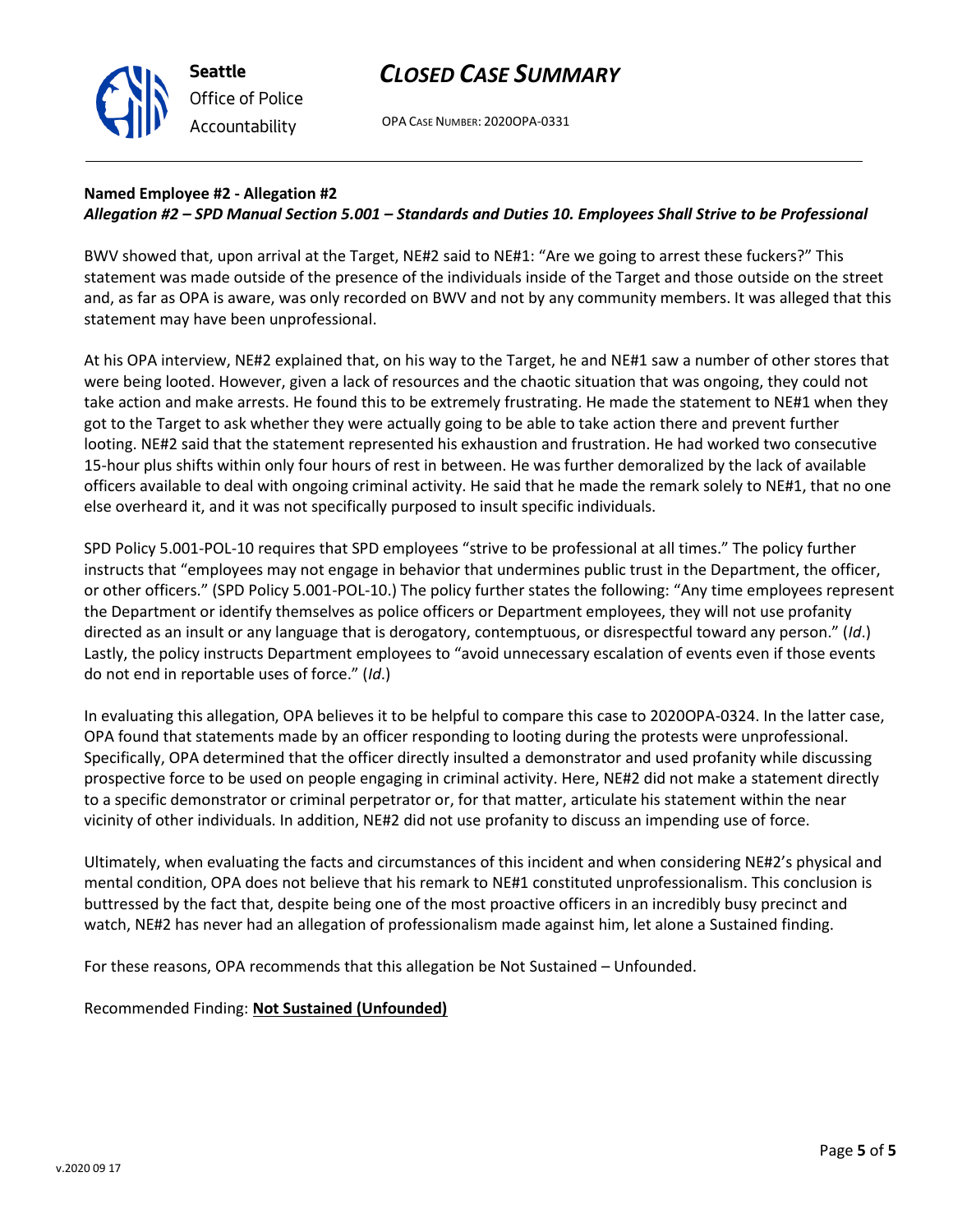**Named Employee #2 - Allegation #2**
***Allegation #2 – SPD Manual Section 5.001 – Standards and Duties 10. Employees Shall Strive to be Professional***

BWV showed that, upon arrival at the Target, NE#2 said to NE#1: "Are we going to arrest these fuckers?" This statement was made outside of the presence of the individuals inside of the Target and those outside on the street and, as far as OPA is aware, was only recorded on BWV and not by any community members. It was alleged that this statement may have been unprofessional.

At his OPA interview, NE#2 explained that, on his way to the Target, he and NE#1 saw a number of other stores that were being looted. However, given a lack of resources and the chaotic situation that was ongoing, they could not take action and make arrests. He found this to be extremely frustrating. He made the statement to NE#1 when they got to the Target to ask whether they were actually going to be able to take action there and prevent further looting. NE#2 said that the statement represented his exhaustion and frustration. He had worked two consecutive 15-hour plus shifts within only four hours of rest in between. He was further demoralized by the lack of available officers available to deal with ongoing criminal activity. He said that he made the remark solely to NE#1, that no one else overheard it, and it was not specifically purposed to insult specific individuals.

SPD Policy 5.001-POL-10 requires that SPD employees "strive to be professional at all times." The policy further instructs that "employees may not engage in behavior that undermines public trust in the Department, the officer, or other officers." (SPD Policy 5.001-POL-10.) The policy further states the following: "Any time employees represent the Department or identify themselves as police officers or Department employees, they will not use profanity directed as an insult or any language that is derogatory, contemptuous, or disrespectful toward any person." (*Id*.) Lastly, the policy instructs Department employees to "avoid unnecessary escalation of events even if those events do not end in reportable uses of force." (*Id*.)

In evaluating this allegation, OPA believes it to be helpful to compare this case to 2020OPA-0324. In the latter case, OPA found that statements made by an officer responding to looting during the protests were unprofessional. Specifically, OPA determined that the officer directly insulted a demonstrator and used profanity while discussing prospective force to be used on people engaging in criminal activity. Here, NE#2 did not make a statement directly to a specific demonstrator or criminal perpetrator or, for that matter, articulate his statement within the near vicinity of other individuals. In addition, NE#2 did not use profanity to discuss an impending use of force.

Ultimately, when evaluating the facts and circumstances of this incident and when considering NE#2's physical and mental condition, OPA does not believe that his remark to NE#1 constituted unprofessionalism. This conclusion is buttressed by the fact that, despite being one of the most proactive officers in an incredibly busy precinct and watch, NE#2 has never had an allegation of professionalism made against him, let alone a Sustained finding.

For these reasons, OPA recommends that this allegation be Not Sustained – Unfounded.

Recommended Finding: **Not Sustained (Unfounded)**